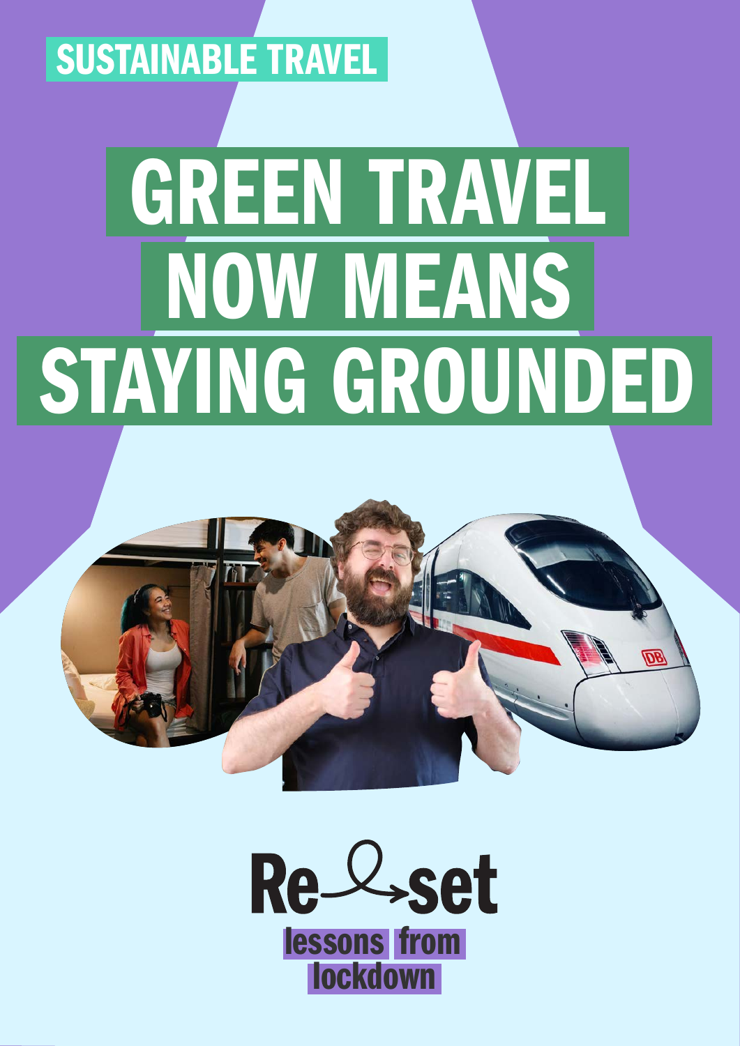SUSTAINABLE TRAVEL

# GREEN TRAVEL NOW MEANS STAYING GROUNDED

Re-set

lessons from lockdown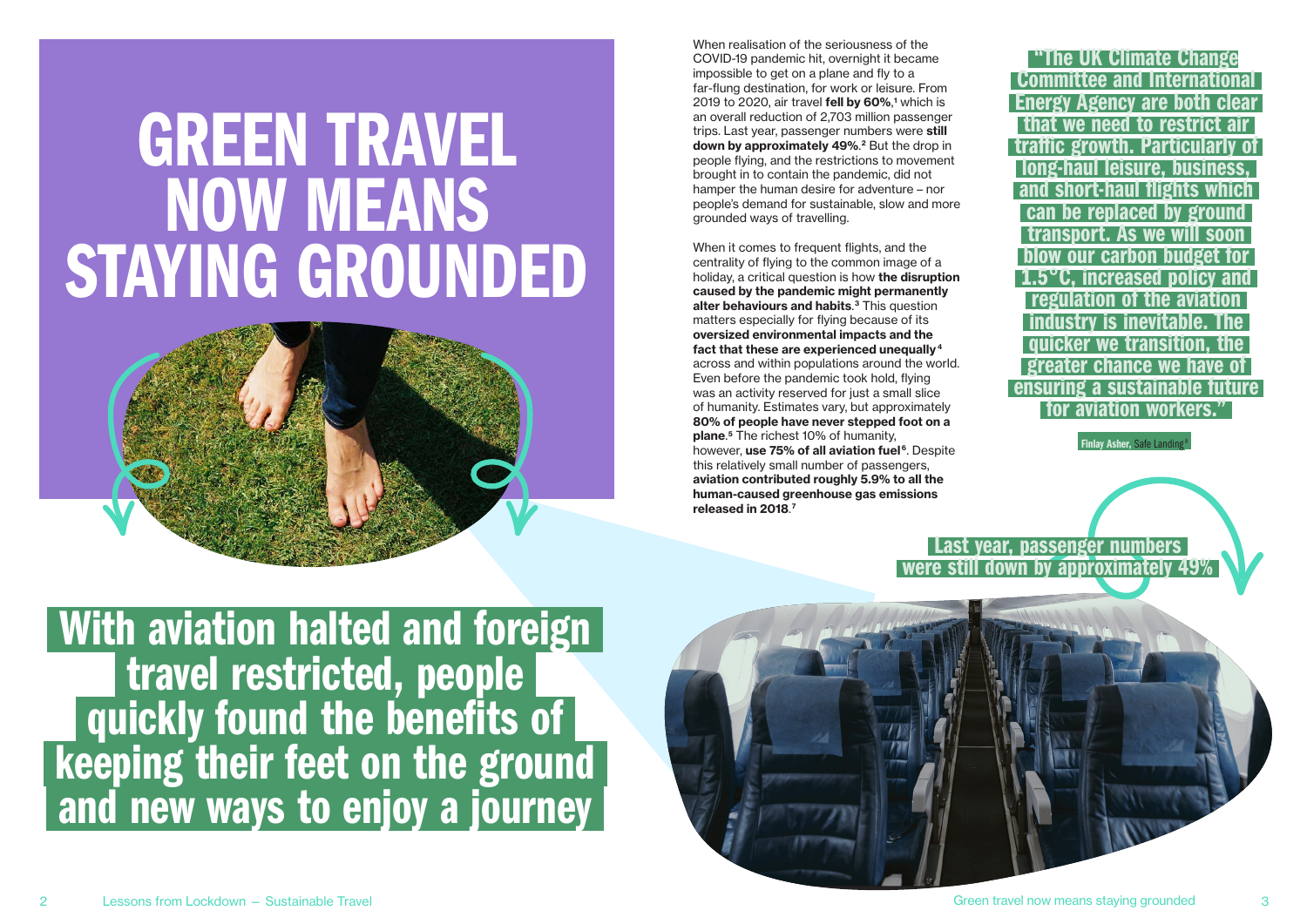# GREEN TRAVEL NOW MEANS STAYING GROUNDED

**With aviation halted and foreign travel restricted, people quickly found the benefits of keeping their feet on the ground and new ways to enjoy a journey**

When realisation of the seriousness of the COVID-19 pandemic hit, overnight it became impossible to get on a plane and fly to a far-flung destination, for work or leisure. From 2019 to 2020, air travel **fell by 60%**,[1] which is an overall reduction of 2,703 million passenger trips. Last year, passenger numbers were **still down by approximately 49%**.[2] But the drop in people flying, and the restrictions to movement brought in to contain the pandemic, did not hamper the human desire for adventure – nor people's demand for sustainable, slow and more grounded ways of travelling.

When it comes to frequent flights, and the centrality of flying to the common image of a holiday, a critical question is how **the disruption caused by the pandemic might permanently alter behaviours and habits**.[3] This question matters especially for flying because of its **oversized environmental impacts and the fact that these are experienced unequally**[4] across and within populations around the world. Even before the pandemic took hold, flying was an activity reserved for just a small slice of humanity. Estimates vary, but approximately **80% of people have never stepped foot on a plane**.[5] The richest 10% of humanity, however, **use 75% of all aviation fuel**[6]. Despite this relatively small number of passengers, **aviation contributed roughly 5.9% to all the human-caused greenhouse gas emissions released in 2018**.[7]

> "The UK Climate Change Committee and International Energy Agency are both clear that we need to restrict air traffic growth. Particularly of long-haul leisure, business, and short-haul flights which can be replaced by ground transport. As we will soon blow our carbon budget for 1.5°C, increased policy and regulation of the aviation industry is inevitable. The quicker we transition, the greater chance we have of ensuring a sustainable future for aviation workers."
>
> **Finlay Asher,** Safe Landing[8]

**Last year, passenger numbers were still down by approximately 49%**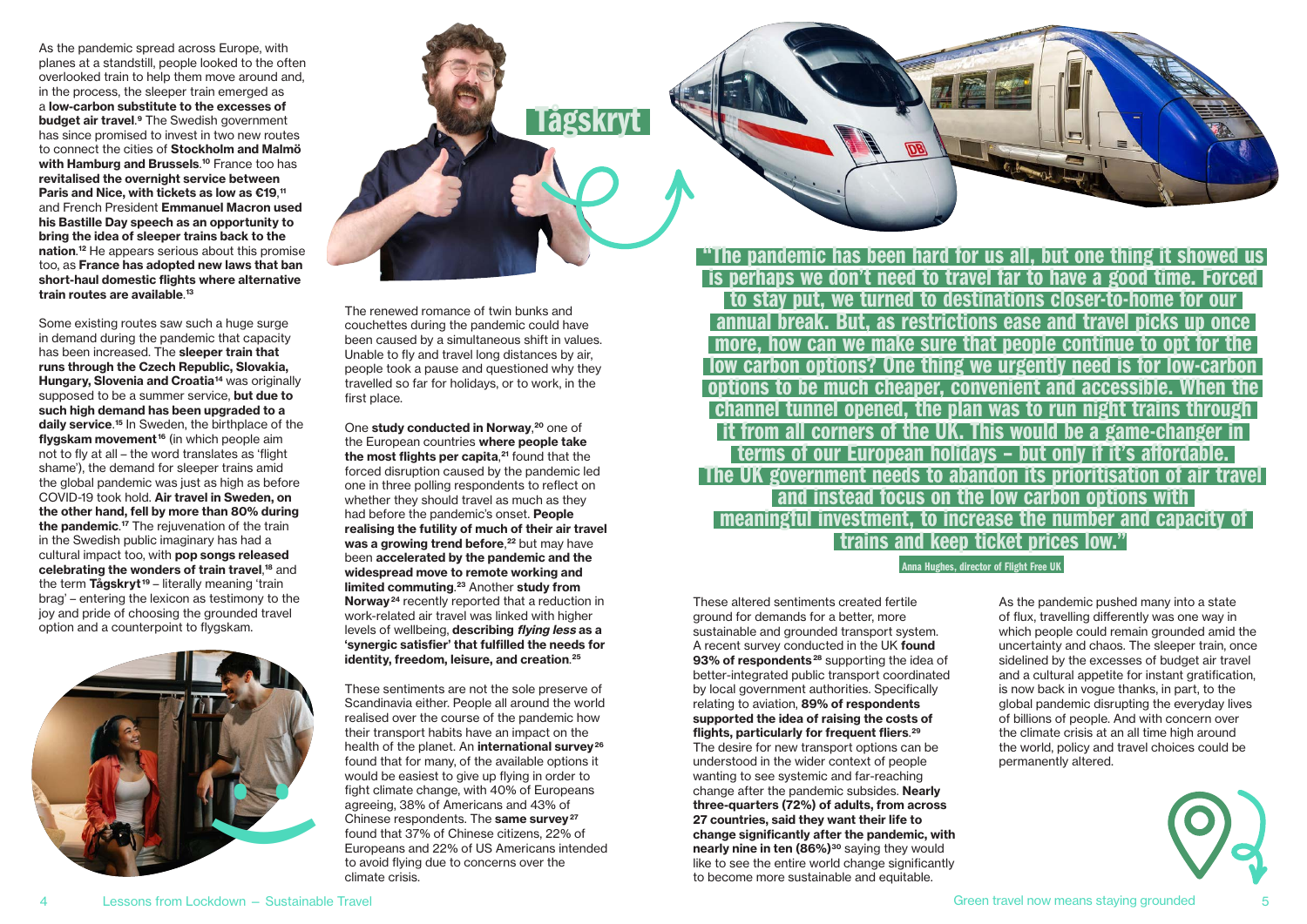As the pandemic spread across Europe, with planes at a standstill, people looked to the often overlooked train to help them move around and, in the process, the sleeper train emerged as a **low-carbon substitute to the excesses of budget air travel**.[9] The Swedish government has since promised to invest in two new routes to connect the cities of **Stockholm and Malmö with Hamburg and Brussels**.[10] France too has **revitalised the overnight service between Paris and Nice, with tickets as low as €19**,[11] and French President **Emmanuel Macron used his Bastille Day speech as an opportunity to bring the idea of sleeper trains back to the nation**.[12] He appears serious about this promise too, as **France has adopted new laws that ban short-haul domestic flights where alternative train routes are available**.[13]

Some existing routes saw such a huge surge in demand during the pandemic that capacity has been increased. The **sleeper train that runs through the Czech Republic, Slovakia, Hungary, Slovenia and Croatia**[14] was originally supposed to be a summer service, **but due to such high demand has been upgraded to a daily service**.[15] In Sweden, the birthplace of the **flygskam movement**[16] (in which people aim not to fly at all – the word translates as 'flight shame'), the demand for sleeper trains amid the global pandemic was just as high as before COVID-19 took hold. **Air travel in Sweden, on the other hand, fell by more than 80% during the pandemic**.[17] The rejuvenation of the train in the Swedish public imaginary has had a cultural impact too, with **pop songs released celebrating the wonders of train travel**,[18] and the term **Tågskryt**[19] – literally meaning 'train brag' – entering the lexicon as testimony to the joy and pride of choosing the grounded travel option and a counterpoint to flygskam.

Tågskryt

The renewed romance of twin bunks and couchettes during the pandemic could have been caused by a simultaneous shift in values. Unable to fly and travel long distances by air, people took a pause and questioned why they travelled so far for holidays, or to work, in the first place.

One **study conducted in Norway**,[20] one of the European countries **where people take the most flights per capita**,[21] found that the forced disruption caused by the pandemic led one in three polling respondents to reflect on whether they should travel as much as they had before the pandemic's onset. **People realising the futility of much of their air travel was a growing trend before**,[22] but may have been **accelerated by the pandemic and the widespread move to remote working and limited commuting**.[23] Another **study from Norway**[24] recently reported that a reduction in work-related air travel was linked with higher levels of wellbeing, **describing *flying less* as a 'synergic satisfier' that fulfilled the needs for identity, freedom, leisure, and creation**.[25]

These sentiments are not the sole preserve of Scandinavia either. People all around the world realised over the course of the pandemic how their transport habits have an impact on the health of the planet. An **international survey**[26] found that for many, of the available options it would be easiest to give up flying in order to fight climate change, with 40% of Europeans agreeing, 38% of Americans and 43% of Chinese respondents. The **same survey**[27] found that 37% of Chinese citizens, 22% of Europeans and 22% of US Americans intended to avoid flying due to concerns over the climate crisis.

**"The pandemic has been hard for us all, but one thing it showed us is perhaps we don't need to travel far to have a good time. Forced to stay put, we turned to destinations closer-to-home for our annual break. But, as restrictions ease and travel picks up once more, how can we make sure that people continue to opt for the low carbon options? One thing we urgently need is for low-carbon options to be much cheaper, convenient and accessible. When the channel tunnel opened, the plan was to run night trains through it from all corners of the UK. This would be a game-changer in terms of our European holidays – but only if it's affordable. The UK government needs to abandon its prioritisation of air travel and instead focus on the low carbon options with meaningful investment, to increase the number and capacity of trains and keep ticket prices low."**

**Anna Hughes, director of Flight Free UK**

These altered sentiments created fertile ground for demands for a better, more sustainable and grounded transport system. A recent survey conducted in the UK **found 93% of respondents**[28] supporting the idea of better-integrated public transport coordinated by local government authorities. Specifically relating to aviation, **89% of respondents supported the idea of raising the costs of flights, particularly for frequent fliers**.[29] The desire for new transport options can be understood in the wider context of people wanting to see systemic and far-reaching change after the pandemic subsides. **Nearly three-quarters (72%) of adults, from across 27 countries, said they want their life to change significantly after the pandemic, with nearly nine in ten (86%)**[30] saying they would like to see the entire world change significantly to become more sustainable and equitable.

As the pandemic pushed many into a state of flux, travelling differently was one way in which people could remain grounded amid the uncertainty and chaos. The sleeper train, once sidelined by the excesses of budget air travel and a cultural appetite for instant gratification, is now back in vogue thanks, in part, to the global pandemic disrupting the everyday lives of billions of people. And with concern over the climate crisis at an all time high around the world, policy and travel choices could be permanently altered.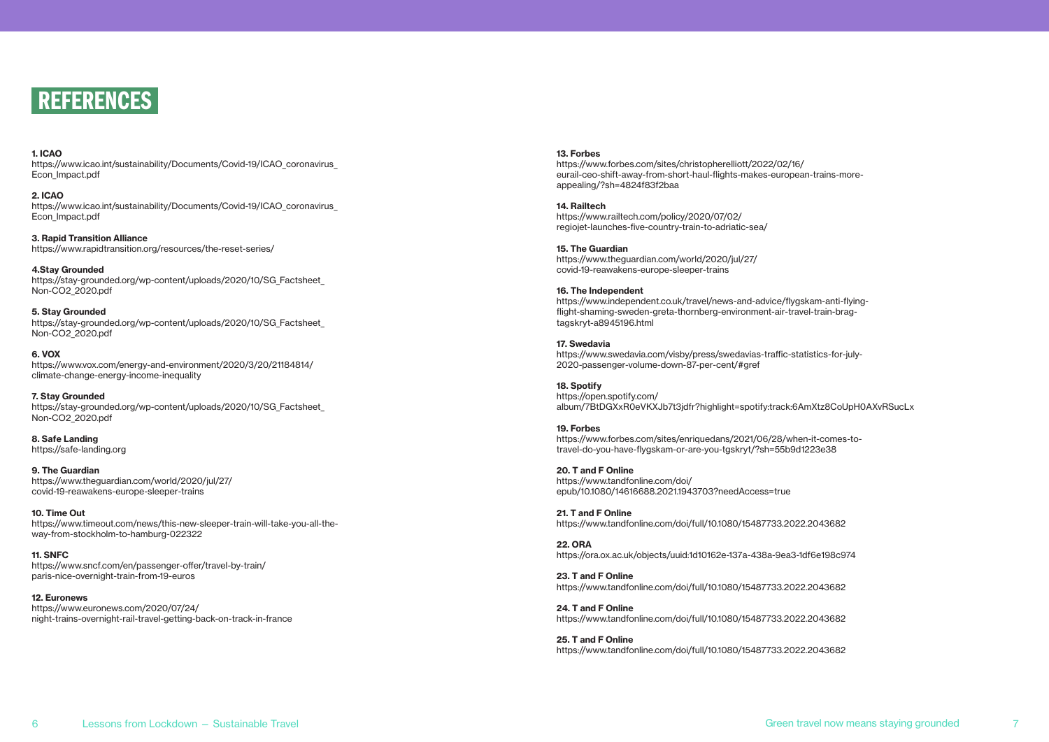# REFERENCES

**1. ICAO**
https://www.icao.int/sustainability/Documents/Covid-19/ICAO_coronavirus_Econ_Impact.pdf

**2. ICAO**
https://www.icao.int/sustainability/Documents/Covid-19/ICAO_coronavirus_Econ_Impact.pdf

**3. Rapid Transition Alliance**
https://www.rapidtransition.org/resources/the-reset-series/

**4.Stay Grounded**
https://stay-grounded.org/wp-content/uploads/2020/10/SG_Factsheet_Non-CO2_2020.pdf

**5. Stay Grounded**
https://stay-grounded.org/wp-content/uploads/2020/10/SG_Factsheet_Non-CO2_2020.pdf

**6. VOX**
https://www.vox.com/energy-and-environment/2020/3/20/21184814/climate-change-energy-income-inequality

**7. Stay Grounded**
https://stay-grounded.org/wp-content/uploads/2020/10/SG_Factsheet_Non-CO2_2020.pdf

**8. Safe Landing**
https://safe-landing.org

**9. The Guardian**
https://www.theguardian.com/world/2020/jul/27/covid-19-reawakens-europe-sleeper-trains

**10. Time Out**
https://www.timeout.com/news/this-new-sleeper-train-will-take-you-all-the-way-from-stockholm-to-hamburg-022322

**11. SNFC**
https://www.sncf.com/en/passenger-offer/travel-by-train/paris-nice-overnight-train-from-19-euros

**12. Euronews**
https://www.euronews.com/2020/07/24/night-trains-overnight-rail-travel-getting-back-on-track-in-france

**13. Forbes**
https://www.forbes.com/sites/christopherelliott/2022/02/16/eurail-ceo-shift-away-from-short-haul-flights-makes-european-trains-more-appealing/?sh=4824f83f2baa

**14. Railtech**
https://www.railtech.com/policy/2020/07/02/regiojet-launches-five-country-train-to-adriatic-sea/

**15. The Guardian**
https://www.theguardian.com/world/2020/jul/27/covid-19-reawakens-europe-sleeper-trains

**16. The Independent**
https://www.independent.co.uk/travel/news-and-advice/flygskam-anti-flying-flight-shaming-sweden-greta-thornberg-environment-air-travel-train-brag-tagskryt-a8945196.html

**17. Swedavia**
https://www.swedavia.com/visby/press/swedavias-traffic-statistics-for-july-2020-passenger-volume-down-87-per-cent/#gref

**18. Spotify**
https://open.spotify.com/album/7BtDGXxR0eVKXJb7t3jdfr?highlight=spotify:track:6AmXtz8CoUpH0AXvRSucLx

**19. Forbes**
https://www.forbes.com/sites/enriquedans/2021/06/28/when-it-comes-to-travel-do-you-have-flygskam-or-are-you-tgskryt/?sh=55b9d1223e38

**20. T and F Online**
https://www.tandfonline.com/doi/epub/10.1080/14616688.2021.1943703?needAccess=true

**21. T and F Online**
https://www.tandfonline.com/doi/full/10.1080/15487733.2022.2043682

**22. ORA**
https://ora.ox.ac.uk/objects/uuid:1d10162e-137a-438a-9ea3-1df6e198c974

**23. T and F Online**
https://www.tandfonline.com/doi/full/10.1080/15487733.2022.2043682

**24. T and F Online**
https://www.tandfonline.com/doi/full/10.1080/15487733.2022.2043682

**25. T and F Online**
https://www.tandfonline.com/doi/full/10.1080/15487733.2022.2043682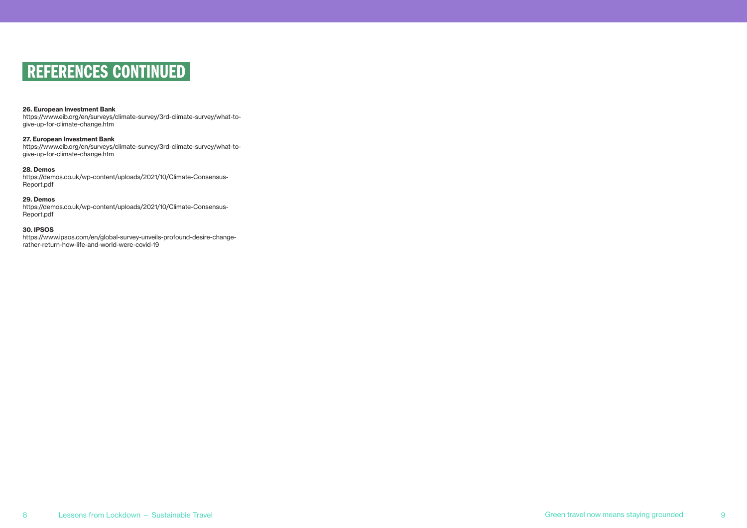# REFERENCES CONTINUED

**26. European Investment Bank**
https://www.eib.org/en/surveys/climate-survey/3rd-climate-survey/what-to-give-up-for-climate-change.htm

**27. European Investment Bank**
https://www.eib.org/en/surveys/climate-survey/3rd-climate-survey/what-to-give-up-for-climate-change.htm

**28. Demos**
https://demos.co.uk/wp-content/uploads/2021/10/Climate-Consensus-Report.pdf

**29. Demos**
https://demos.co.uk/wp-content/uploads/2021/10/Climate-Consensus-Report.pdf

**30. IPSOS**
https://www.ipsos.com/en/global-survey-unveils-profound-desire-change-rather-return-how-life-and-world-were-covid-19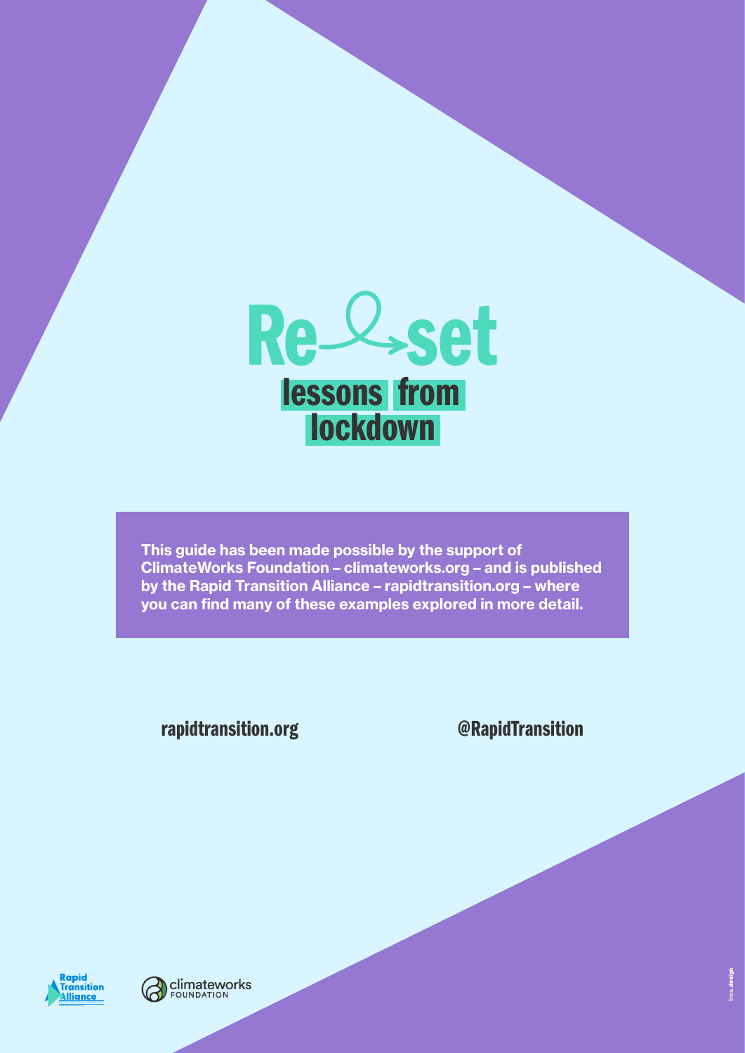# Re-set

## lessons from lockdown

**This guide has been made possible by the support of ClimateWorks Foundation – climateworks.org – and is published by the Rapid Transition Alliance – rapidtransition.org – where you can find many of these examples explored in more detail.**

rapidtransition.org

@RapidTransition

Rapid Transition Alliance

climateworks FOUNDATION

bwa.design